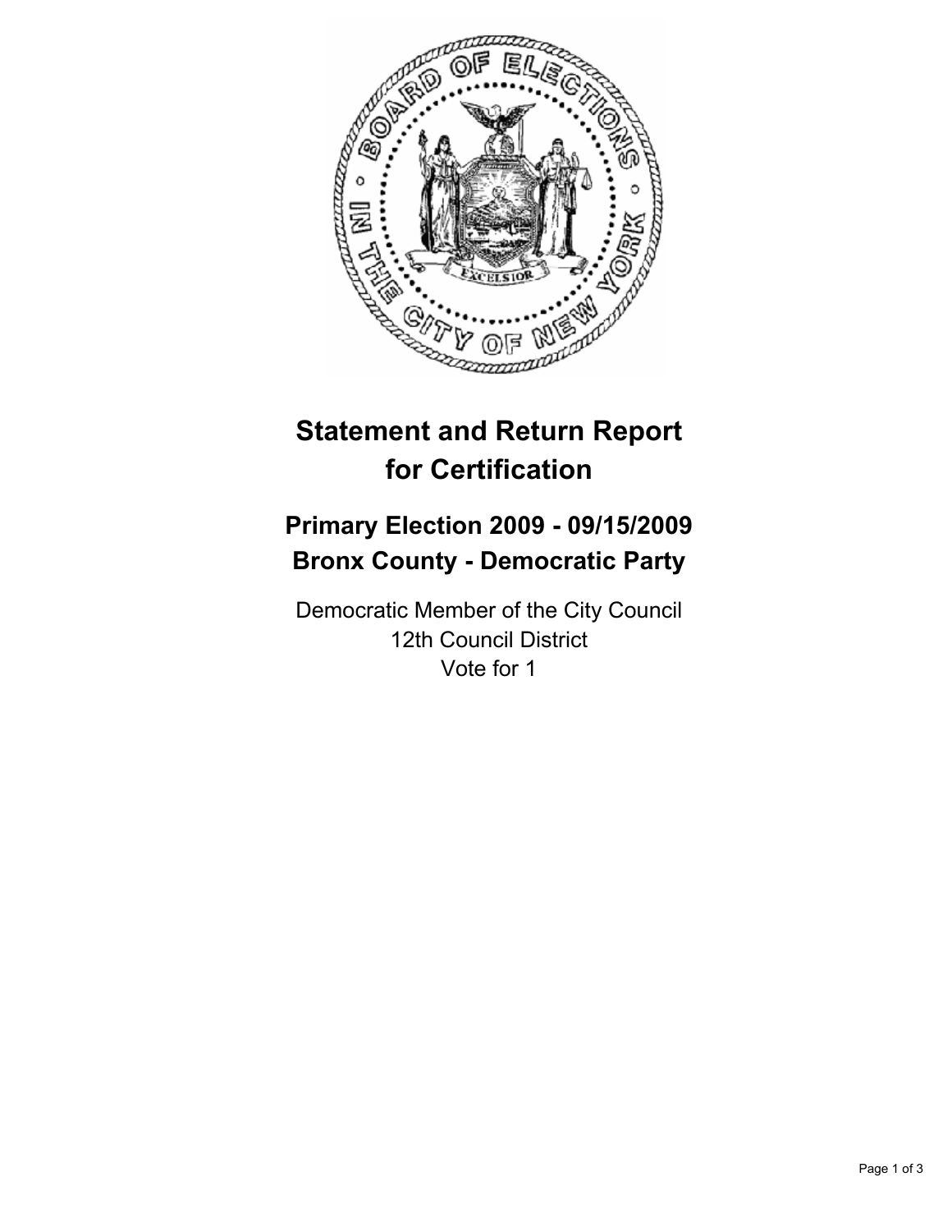# Statement and Return Report for Certification

## Primary Election 2009 - 09/15/2009
## Bronx County - Democratic Party

Democratic Member of the City Council
12th Council District
Vote for 1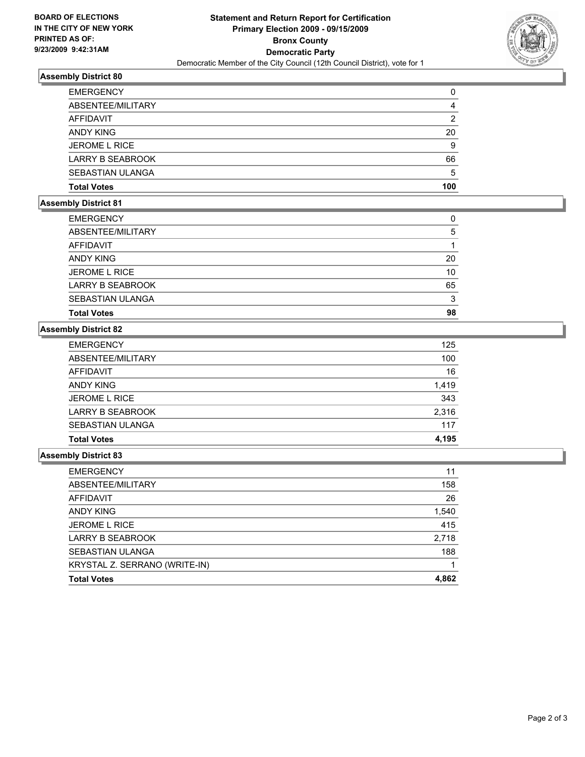**BOARD OF ELECTIONS IN THE CITY OF NEW YORK PRINTED AS OF: 9/23/2009 9:42:31AM**

# Statement and Return Report for Certification
## Primary Election 2009 - 09/15/2009
## Bronx County
## Democratic Party
Democratic Member of the City Council (12th Council District), vote for 1

### Assembly District 80

| | |
|---|---|
| EMERGENCY | 0 |
| ABSENTEE/MILITARY | 4 |
| AFFIDAVIT | 2 |
| ANDY KING | 20 |
| JEROME L RICE | 9 |
| LARRY B SEABROOK | 66 |
| SEBASTIAN ULANGA | 5 |
| **Total Votes** | **100** |

### Assembly District 81

| | |
|---|---|
| EMERGENCY | 0 |
| ABSENTEE/MILITARY | 5 |
| AFFIDAVIT | 1 |
| ANDY KING | 20 |
| JEROME L RICE | 10 |
| LARRY B SEABROOK | 65 |
| SEBASTIAN ULANGA | 3 |
| **Total Votes** | **98** |

### Assembly District 82

| | |
|---|---|
| EMERGENCY | 125 |
| ABSENTEE/MILITARY | 100 |
| AFFIDAVIT | 16 |
| ANDY KING | 1,419 |
| JEROME L RICE | 343 |
| LARRY B SEABROOK | 2,316 |
| SEBASTIAN ULANGA | 117 |
| **Total Votes** | **4,195** |

### Assembly District 83

| | |
|---|---|
| EMERGENCY | 11 |
| ABSENTEE/MILITARY | 158 |
| AFFIDAVIT | 26 |
| ANDY KING | 1,540 |
| JEROME L RICE | 415 |
| LARRY B SEABROOK | 2,718 |
| SEBASTIAN ULANGA | 188 |
| KRYSTAL Z. SERRANO (WRITE-IN) | 1 |
| **Total Votes** | **4,862** |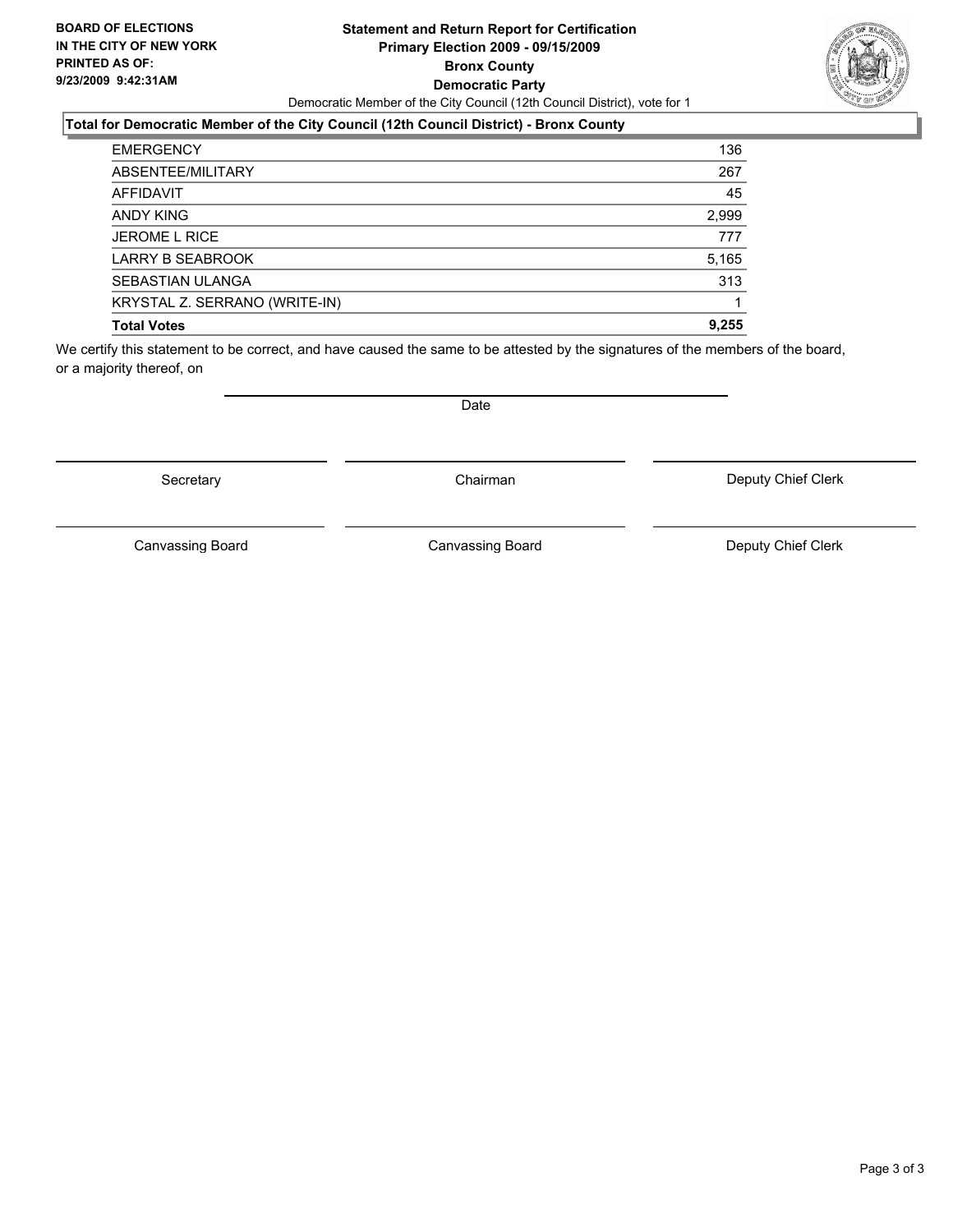**BOARD OF ELECTIONS IN THE CITY OF NEW YORK PRINTED AS OF: 9/23/2009 9:42:31AM**

**Statement and Return Report for Certification**
**Primary Election 2009 - 09/15/2009**
**Bronx County**
**Democratic Party**
Democratic Member of the City Council (12th Council District), vote for 1

**Total for Democratic Member of the City Council (12th Council District) - Bronx County**

| | |
|---|---|
| EMERGENCY | 136 |
| ABSENTEE/MILITARY | 267 |
| AFFIDAVIT | 45 |
| ANDY KING | 2,999 |
| JEROME L RICE | 777 |
| LARRY B SEABROOK | 5,165 |
| SEBASTIAN ULANGA | 313 |
| KRYSTAL Z. SERRANO (WRITE-IN) | 1 |
| **Total Votes** | **9,255** |

We certify this statement to be correct, and have caused the same to be attested by the signatures of the members of the board, or a majority thereof, on

Date

Secretary | Chairman | Deputy Chief Clerk

Canvassing Board | Canvassing Board | Deputy Chief Clerk